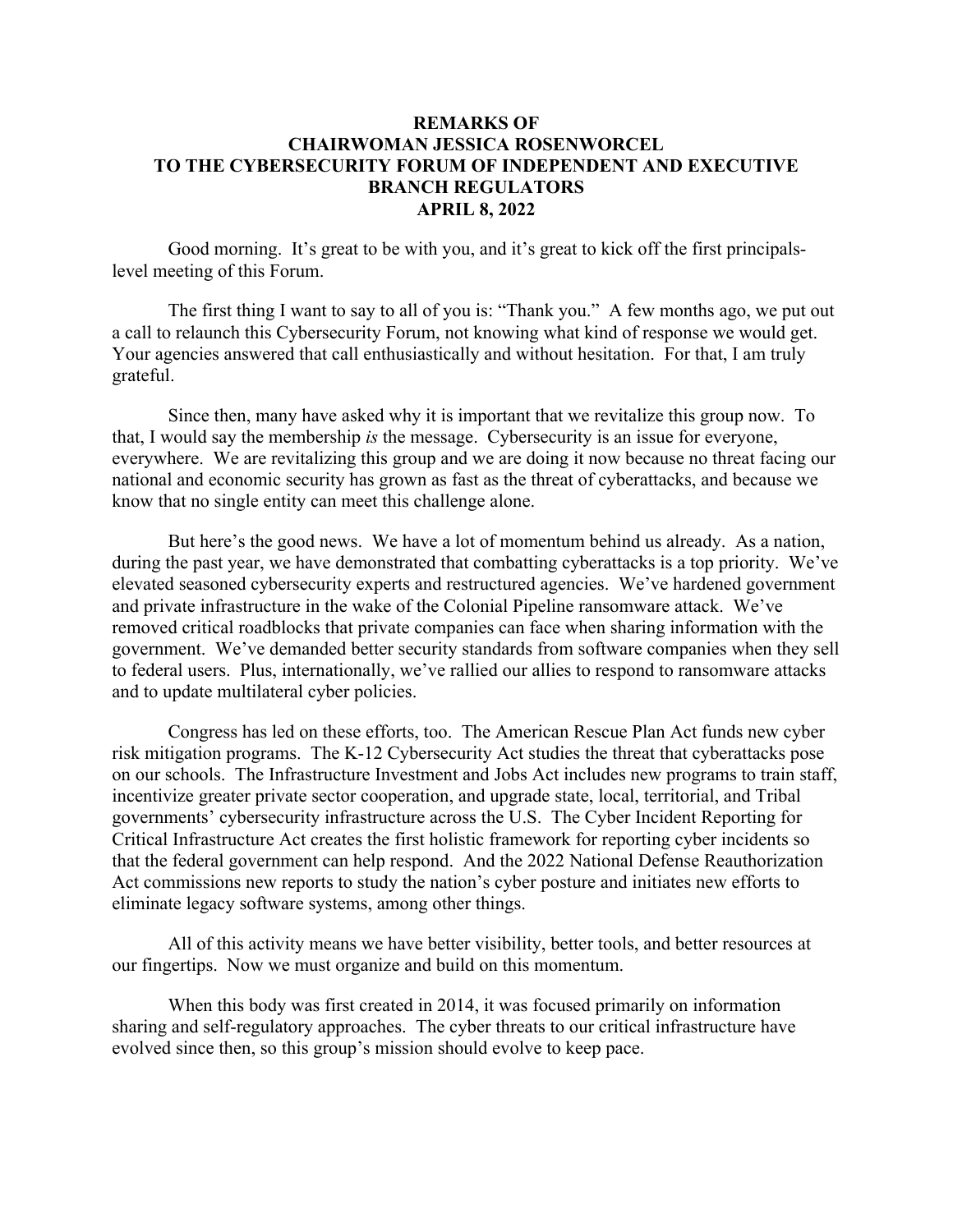**REMARKS OF**
**CHAIRWOMAN JESSICA ROSENWORCEL**
**TO THE CYBERSECURITY FORUM OF INDEPENDENT AND EXECUTIVE BRANCH REGULATORS**
**APRIL 8, 2022**

Good morning. It's great to be with you, and it's great to kick off the first principals-level meeting of this Forum.

The first thing I want to say to all of you is: "Thank you." A few months ago, we put out a call to relaunch this Cybersecurity Forum, not knowing what kind of response we would get. Your agencies answered that call enthusiastically and without hesitation. For that, I am truly grateful.

Since then, many have asked why it is important that we revitalize this group now. To that, I would say the membership *is* the message. Cybersecurity is an issue for everyone, everywhere. We are revitalizing this group and we are doing it now because no threat facing our national and economic security has grown as fast as the threat of cyberattacks, and because we know that no single entity can meet this challenge alone.

But here's the good news. We have a lot of momentum behind us already. As a nation, during the past year, we have demonstrated that combatting cyberattacks is a top priority. We've elevated seasoned cybersecurity experts and restructured agencies. We've hardened government and private infrastructure in the wake of the Colonial Pipeline ransomware attack. We've removed critical roadblocks that private companies can face when sharing information with the government. We've demanded better security standards from software companies when they sell to federal users. Plus, internationally, we've rallied our allies to respond to ransomware attacks and to update multilateral cyber policies.

Congress has led on these efforts, too. The American Rescue Plan Act funds new cyber risk mitigation programs. The K-12 Cybersecurity Act studies the threat that cyberattacks pose on our schools. The Infrastructure Investment and Jobs Act includes new programs to train staff, incentivize greater private sector cooperation, and upgrade state, local, territorial, and Tribal governments' cybersecurity infrastructure across the U.S. The Cyber Incident Reporting for Critical Infrastructure Act creates the first holistic framework for reporting cyber incidents so that the federal government can help respond. And the 2022 National Defense Reauthorization Act commissions new reports to study the nation's cyber posture and initiates new efforts to eliminate legacy software systems, among other things.

All of this activity means we have better visibility, better tools, and better resources at our fingertips. Now we must organize and build on this momentum.

When this body was first created in 2014, it was focused primarily on information sharing and self-regulatory approaches. The cyber threats to our critical infrastructure have evolved since then, so this group's mission should evolve to keep pace.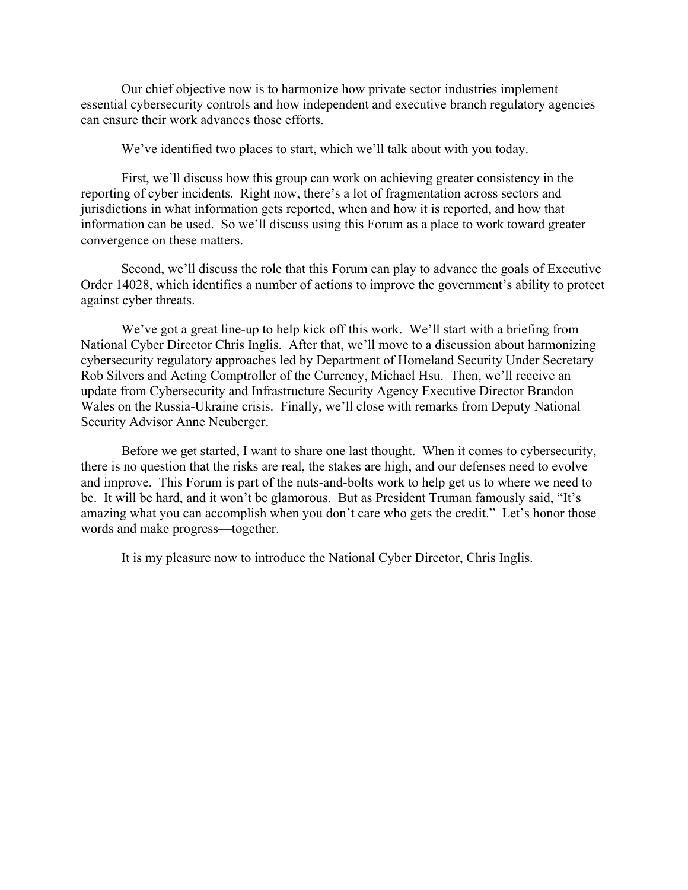Our chief objective now is to harmonize how private sector industries implement essential cybersecurity controls and how independent and executive branch regulatory agencies can ensure their work advances those efforts.

We've identified two places to start, which we'll talk about with you today.

First, we'll discuss how this group can work on achieving greater consistency in the reporting of cyber incidents. Right now, there's a lot of fragmentation across sectors and jurisdictions in what information gets reported, when and how it is reported, and how that information can be used. So we'll discuss using this Forum as a place to work toward greater convergence on these matters.

Second, we'll discuss the role that this Forum can play to advance the goals of Executive Order 14028, which identifies a number of actions to improve the government's ability to protect against cyber threats.

We've got a great line-up to help kick off this work. We'll start with a briefing from National Cyber Director Chris Inglis. After that, we'll move to a discussion about harmonizing cybersecurity regulatory approaches led by Department of Homeland Security Under Secretary Rob Silvers and Acting Comptroller of the Currency, Michael Hsu. Then, we'll receive an update from Cybersecurity and Infrastructure Security Agency Executive Director Brandon Wales on the Russia-Ukraine crisis. Finally, we'll close with remarks from Deputy National Security Advisor Anne Neuberger.

Before we get started, I want to share one last thought. When it comes to cybersecurity, there is no question that the risks are real, the stakes are high, and our defenses need to evolve and improve. This Forum is part of the nuts-and-bolts work to help get us to where we need to be. It will be hard, and it won't be glamorous. But as President Truman famously said, "It's amazing what you can accomplish when you don't care who gets the credit." Let's honor those words and make progress—together.

It is my pleasure now to introduce the National Cyber Director, Chris Inglis.